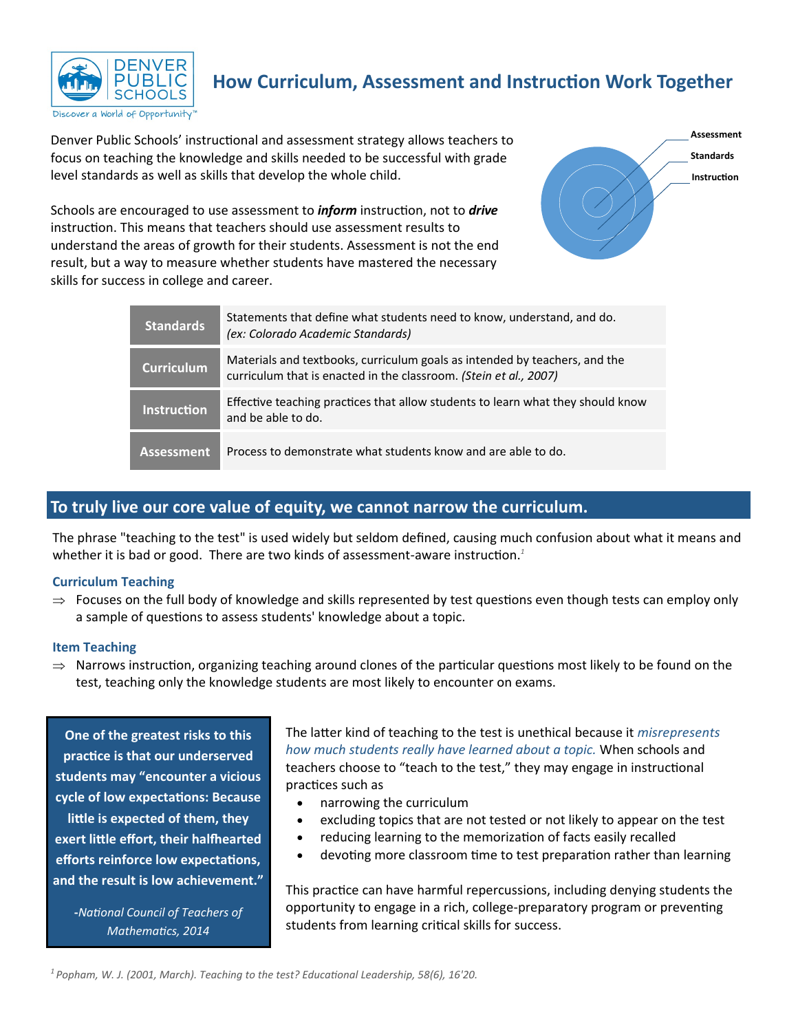# How Curriculum, Assessment and Instruction Work Together

Denver Public Schools' instructional and assessment strategy allows teachers to focus on teaching the knowledge and skills needed to be successful with grade level standards as well as skills that develop the whole child.

Schools are encouraged to use assessment to ***inform*** instruction, not to ***drive*** instruction. This means that teachers should use assessment results to understand the areas of growth for their students. Assessment is not the end result, but a way to measure whether students have mastered the necessary skills for success in college and career.

Assessment
Standards
Instruction

| | |
|---|---|
| **Standards** | Statements that define what students need to know, understand, and do. *(ex: Colorado Academic Standards)* |
| **Curriculum** | Materials and textbooks, curriculum goals as intended by teachers, and the curriculum that is enacted in the classroom. *(Stein et al., 2007)* |
| **Instruction** | Effective teaching practices that allow students to learn what they should know and be able to do. |
| **Assessment** | Process to demonstrate what students know and are able to do. |

## To truly live our core value of equity, we cannot narrow the curriculum.

The phrase "teaching to the test" is used widely but seldom defined, causing much confusion about what it means and whether it is bad or good. There are two kinds of assessment-aware instruction.[1]

### Curriculum Teaching

⇒ Focuses on the full body of knowledge and skills represented by test questions even though tests can employ only a sample of questions to assess students' knowledge about a topic.

### Item Teaching

⇒ Narrows instruction, organizing teaching around clones of the particular questions most likely to be found on the test, teaching only the knowledge students are most likely to encounter on exams.

> **One of the greatest risks to this practice is that our underserved students may "encounter a vicious cycle of low expectations: Because little is expected of them, they exert little effort, their halfhearted efforts reinforce low expectations, and the result is low achievement."**
>
> *-National Council of Teachers of Mathematics, 2014*

The latter kind of teaching to the test is unethical because it *misrepresents how much students really have learned about a topic.* When schools and teachers choose to "teach to the test," they may engage in instructional practices such as

- narrowing the curriculum
- excluding topics that are not tested or not likely to appear on the test
- reducing learning to the memorization of facts easily recalled
- devoting more classroom time to test preparation rather than learning

This practice can have harmful repercussions, including denying students the opportunity to engage in a rich, college-preparatory program or preventing students from learning critical skills for success.

*[1] Popham, W. J. (2001, March). Teaching to the test? Educational Leadership, 58(6), 16'20.*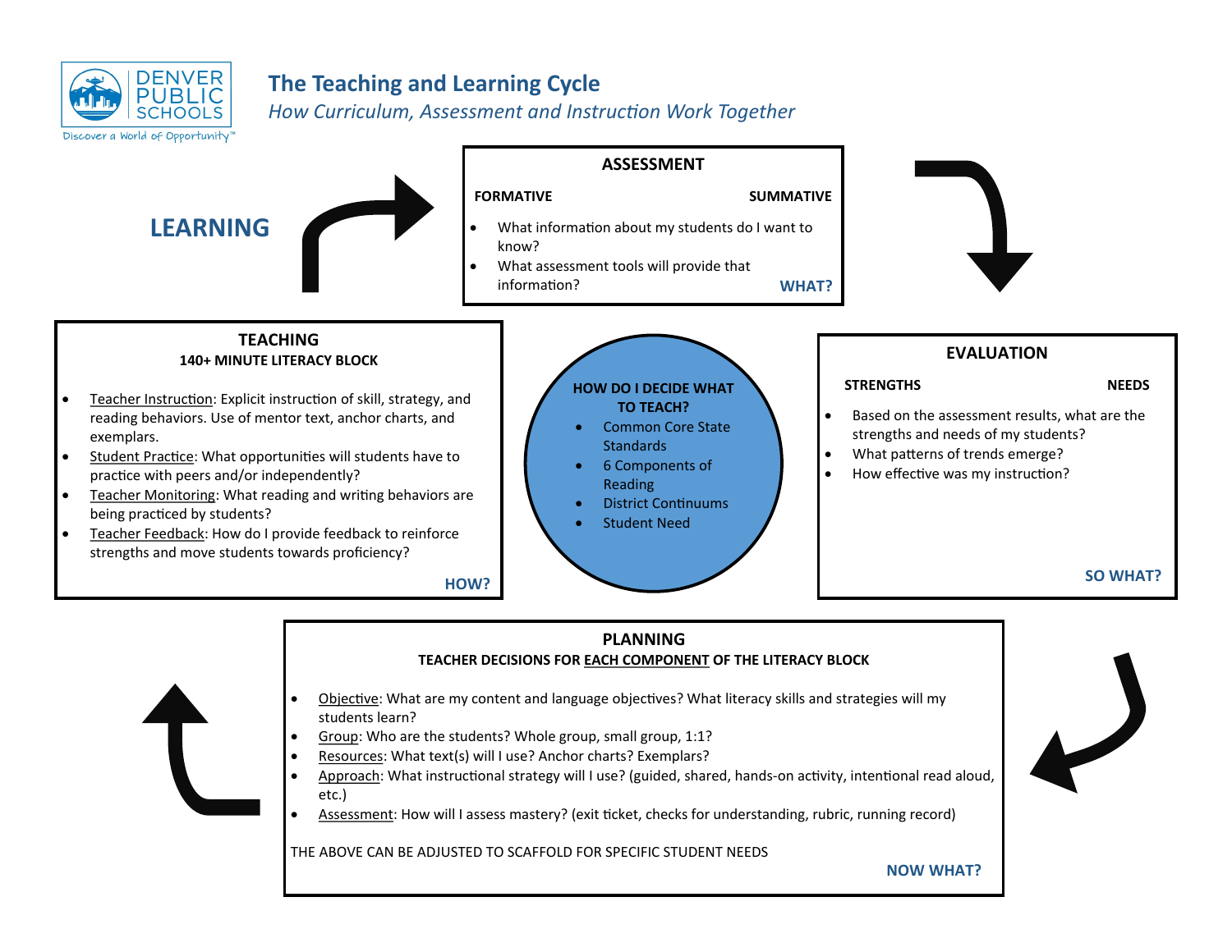DENVER PUBLIC SCHOOLS

Discover a World of Opportunity™

# The Teaching and Learning Cycle

*How Curriculum, Assessment and Instruction Work Together*

**LEARNING**

## ASSESSMENT

**FORMATIVE** **SUMMATIVE**

- What information about my students do I want to know?
- What assessment tools will provide that information?

**WHAT?**

## EVALUATION

**STRENGTHS** **NEEDS**

- Based on the assessment results, what are the strengths and needs of my students?
- What patterns of trends emerge?
- How effective was my instruction?

**SO WHAT?**

## HOW DO I DECIDE WHAT TO TEACH?

- Common Core State Standards
- 6 Components of Reading
- District Continuums
- Student Need

## PLANNING

**TEACHER DECISIONS FOR EACH COMPONENT OF THE LITERACY BLOCK**

- Objective: What are my content and language objectives? What literacy skills and strategies will my students learn?
- Group: Who are the students? Whole group, small group, 1:1?
- Resources: What text(s) will I use? Anchor charts? Exemplars?
- Approach: What instructional strategy will I use? (guided, shared, hands-on activity, intentional read aloud, etc.)
- Assessment: How will I assess mastery? (exit ticket, checks for understanding, rubric, running record)

THE ABOVE CAN BE ADJUSTED TO SCAFFOLD FOR SPECIFIC STUDENT NEEDS

**NOW WHAT?**

## TEACHING

**140+ MINUTE LITERACY BLOCK**

- Teacher Instruction: Explicit instruction of skill, strategy, and reading behaviors. Use of mentor text, anchor charts, and exemplars.
- Student Practice: What opportunities will students have to practice with peers and/or independently?
- Teacher Monitoring: What reading and writing behaviors are being practiced by students?
- Teacher Feedback: How do I provide feedback to reinforce strengths and move students towards proficiency?

**HOW?**